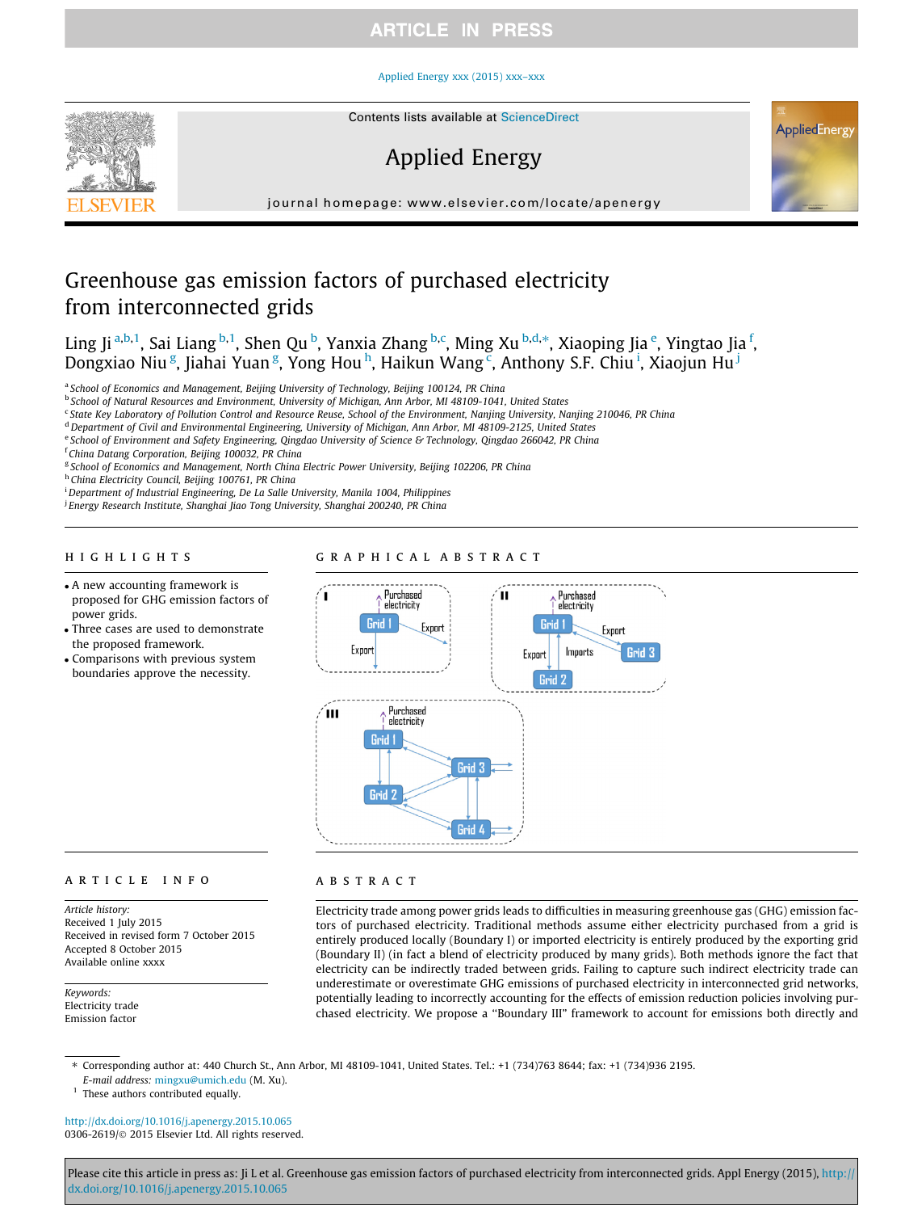# Greenhouse gas emission factors of purchased electricity from interconnected grids

Ling Ji [a,b,1], Sai Liang [b,1], Shen Qu [b], Yanxia Zhang [b,c], Ming Xu [b,d,*], Xiaoping Jia [e], Yingtao Jia [f], Dongxiao Niu [g], Jiahai Yuan [g], Yong Hou [h], Haikun Wang [c], Anthony S.F. Chiu [i], Xiaojun Hu [j]

[a] School of Economics and Management, Beijing University of Technology, Beijing 100124, PR China
[b] School of Natural Resources and Environment, University of Michigan, Ann Arbor, MI 48109-1041, United States
[c] State Key Laboratory of Pollution Control and Resource Reuse, School of the Environment, Nanjing University, Nanjing 210046, PR China
[d] Department of Civil and Environmental Engineering, University of Michigan, Ann Arbor, MI 48109-2125, United States
[e] School of Environment and Safety Engineering, Qingdao University of Science & Technology, Qingdao 266042, PR China
[f] China Datang Corporation, Beijing 100032, PR China
[g] School of Economics and Management, North China Electric Power University, Beijing 102206, PR China
[h] China Electricity Council, Beijing 100761, PR China
[i] Department of Industrial Engineering, De La Salle University, Manila 1004, Philippines
[j] Energy Research Institute, Shanghai Jiao Tong University, Shanghai 200240, PR China

## HIGHLIGHTS

- A new accounting framework is proposed for GHG emission factors of power grids.
- Three cases are used to demonstrate the proposed framework.
- Comparisons with previous system boundaries approve the necessity.

## GRAPHICAL ABSTRACT

## ARTICLE INFO

*Article history:*
Received 1 July 2015
Received in revised form 7 October 2015
Accepted 8 October 2015
Available online xxxx

*Keywords:*
Electricity trade
Emission factor

## ABSTRACT

Electricity trade among power grids leads to difficulties in measuring greenhouse gas (GHG) emission factors of purchased electricity. Traditional methods assume either electricity purchased from a grid is entirely produced locally (Boundary I) or imported electricity is entirely produced by the exporting grid (Boundary II) (in fact a blend of electricity produced by many grids). Both methods ignore the fact that electricity can be indirectly traded between grids. Failing to capture such indirect electricity trade can underestimate or overestimate GHG emissions of purchased electricity in interconnected grid networks, potentially leading to incorrectly accounting for the effects of emission reduction policies involving purchased electricity. We propose a "Boundary III" framework to account for emissions both directly and

---

* Corresponding author at: 440 Church St., Ann Arbor, MI 48109-1041, United States. Tel.: +1 (734)763 8644; fax: +1 (734)936 2195.
*E-mail address:* mingxu@umich.edu (M. Xu).
[1] These authors contributed equally.

http://dx.doi.org/10.1016/j.apenergy.2015.10.065
0306-2619/© 2015 Elsevier Ltd. All rights reserved.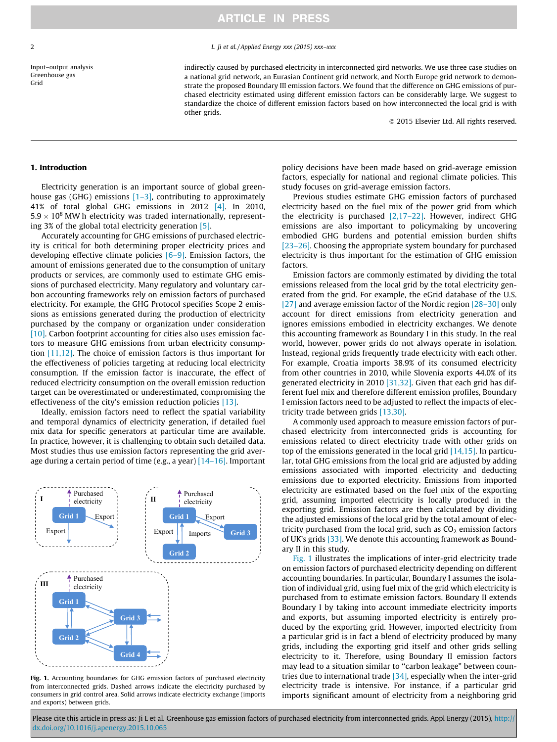Input–output analysis
Greenhouse gas
Grid

indirectly caused by purchased electricity in interconnected gird networks. We use three case studies on a national grid network, an Eurasian Continent grid network, and North Europe grid network to demonstrate the proposed Boundary III emission factors. We found that the difference on GHG emissions of purchased electricity estimated using different emission factors can be considerably large. We suggest to standardize the choice of different emission factors based on how interconnected the local grid is with other grids.

© 2015 Elsevier Ltd. All rights reserved.

## 1. Introduction

Electricity generation is an important source of global greenhouse gas (GHG) emissions [1–3], contributing to approximately 41% of total global GHG emissions in 2012 [4]. In 2010, $5.9 \times 10^8$ MW h electricity was traded internationally, representing 3% of the global total electricity generation [5].

Accurately accounting for GHG emissions of purchased electricity is critical for both determining proper electricity prices and developing effective climate policies [6–9]. Emission factors, the amount of emissions generated due to the consumption of unitary products or services, are commonly used to estimate GHG emissions of purchased electricity. Many regulatory and voluntary carbon accounting frameworks rely on emission factors of purchased electricity. For example, the GHG Protocol specifies Scope 2 emissions as emissions generated during the production of electricity purchased by the company or organization under consideration [10]. Carbon footprint accounting for cities also uses emission factors to measure GHG emissions from urban electricity consumption [11,12]. The choice of emission factors is thus important for the effectiveness of policies targeting at reducing local electricity consumption. If the emission factor is inaccurate, the effect of reduced electricity consumption on the overall emission reduction target can be overestimated or underestimated, compromising the effectiveness of the city's emission reduction policies [13].

Ideally, emission factors need to reflect the spatial variability and temporal dynamics of electricity generation, if detailed fuel mix data for specific generators at particular time are available. In practice, however, it is challenging to obtain such detailed data. Most studies thus use emission factors representing the grid average during a certain period of time (e.g., a year) [14–16]. Important policy decisions have been made based on grid-average emission factors, especially for national and regional climate policies. This study focuses on grid-average emission factors.

Fig. 1. Accounting boundaries for GHG emission factors of purchased electricity from interconnected grids. Dashed arrows indicate the electricity purchased by consumers in grid control area. Solid arrows indicate electricity exchange (imports and exports) between grids.

Previous studies estimate GHG emission factors of purchased electricity based on the fuel mix of the power grid from which the electricity is purchased [2,17–22]. However, indirect GHG emissions are also important to policymaking by uncovering embodied GHG burdens and potential emission burden shifts [23–26]. Choosing the appropriate system boundary for purchased electricity is thus important for the estimation of GHG emission factors.

Emission factors are commonly estimated by dividing the total emissions released from the local grid by the total electricity generated from the grid. For example, the eGrid database of the U.S. [27] and average emission factor of the Nordic region [28–30] only account for direct emissions from electricity generation and ignores emissions embodied in electricity exchanges. We denote this accounting framework as Boundary I in this study. In the real world, however, power grids do not always operate in isolation. Instead, regional grids frequently trade electricity with each other. For example, Croatia imports 38.9% of its consumed electricity from other countries in 2010, while Slovenia exports 44.0% of its generated electricity in 2010 [31,32]. Given that each grid has different fuel mix and therefore different emission profiles, Boundary I emission factors need to be adjusted to reflect the impacts of electricity trade between grids [13,30].

A commonly used approach to measure emission factors of purchased electricity from interconnected grids is accounting for emissions related to direct electricity trade with other grids on top of the emissions generated in the local grid [14,15]. In particular, total GHG emissions from the local grid are adjusted by adding emissions associated with imported electricity and deducting emissions due to exported electricity. Emissions from imported electricity are estimated based on the fuel mix of the exporting grid, assuming imported electricity is locally produced in the exporting grid. Emission factors are then calculated by dividing the adjusted emissions of the local grid by the total amount of electricity purchased from the local grid, such as $CO_2$ emission factors of UK's grids [33]. We denote this accounting framework as Boundary II in this study.

Fig. 1 illustrates the implications of inter-grid electricity trade on emission factors of purchased electricity depending on different accounting boundaries. In particular, Boundary I assumes the isolation of individual grid, using fuel mix of the grid which electricity is purchased from to estimate emission factors. Boundary II extends Boundary I by taking into account immediate electricity imports and exports, but assuming imported electricity is entirely produced by the exporting grid. However, imported electricity from a particular grid is in fact a blend of electricity produced by many grids, including the exporting grid itself and other grids selling electricity to it. Therefore, using Boundary II emission factors may lead to a situation similar to "carbon leakage" between countries due to international trade [34], especially when the inter-grid electricity trade is intensive. For instance, if a particular grid imports significant amount of electricity from a neighboring grid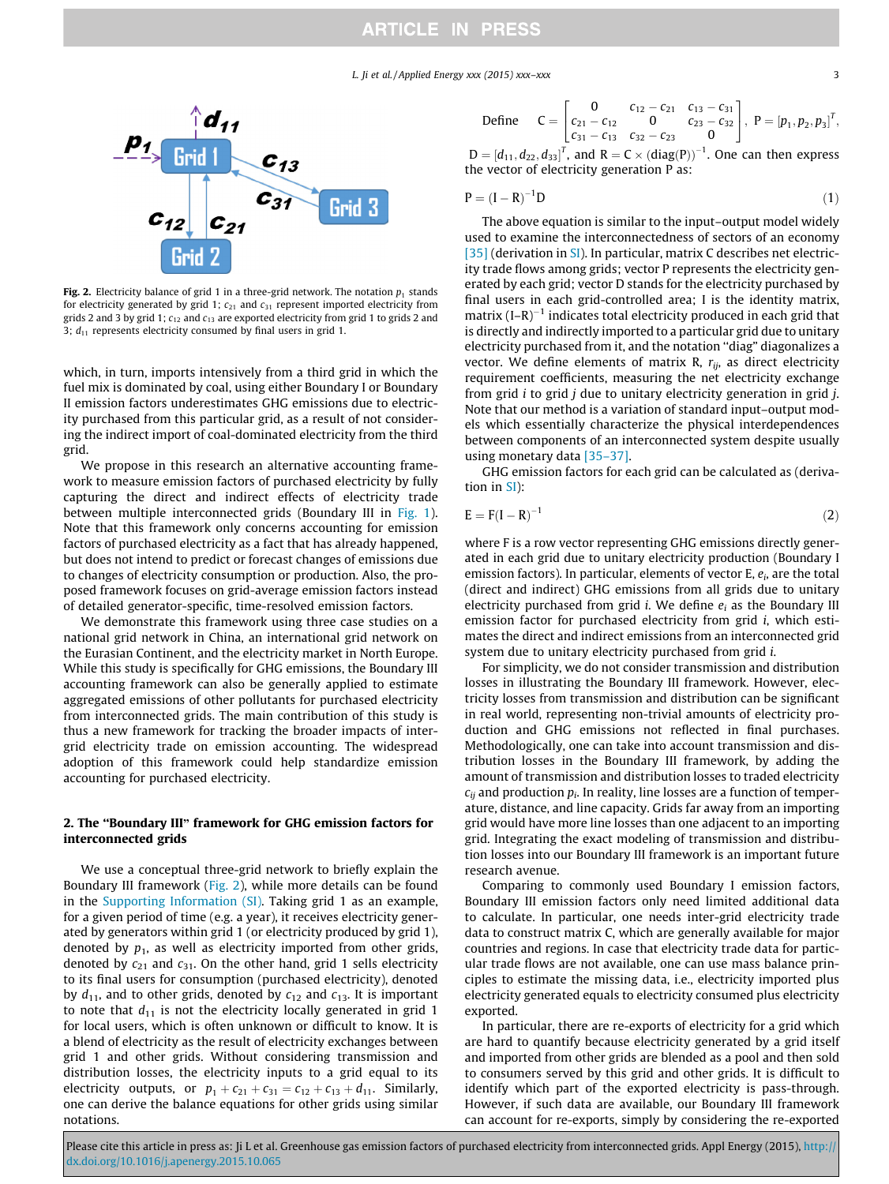Fig. 2. Electricity balance of grid 1 in a three-grid network. The notation $p_1$ stands for electricity generated by grid 1; $c_{21}$ and $c_{31}$ represent imported electricity from grids 2 and 3 by grid 1; $c_{12}$ and $c_{13}$ are exported electricity from grid 1 to grids 2 and 3; $d_{11}$ represents electricity consumed by final users in grid 1.

which, in turn, imports intensively from a third grid in which the fuel mix is dominated by coal, using either Boundary I or Boundary II emission factors underestimates GHG emissions due to electricity purchased from this particular grid, as a result of not considering the indirect import of coal-dominated electricity from the third grid.

We propose in this research an alternative accounting framework to measure emission factors of purchased electricity by fully capturing the direct and indirect effects of electricity trade between multiple interconnected grids (Boundary III in Fig. 1). Note that this framework only concerns accounting for emission factors of purchased electricity as a fact that has already happened, but does not intend to predict or forecast changes of emissions due to changes of electricity consumption or production. Also, the proposed framework focuses on grid-average emission factors instead of detailed generator-specific, time-resolved emission factors.

We demonstrate this framework using three case studies on a national grid network in China, an international grid network on the Eurasian Continent, and the electricity market in North Europe. While this study is specifically for GHG emissions, the Boundary III accounting framework can also be generally applied to estimate aggregated emissions of other pollutants for purchased electricity from interconnected grids. The main contribution of this study is thus a new framework for tracking the broader impacts of inter-grid electricity trade on emission accounting. The widespread adoption of this framework could help standardize emission accounting for purchased electricity.

## 2. The "Boundary III" framework for GHG emission factors for interconnected grids

We use a conceptual three-grid network to briefly explain the Boundary III framework (Fig. 2), while more details can be found in the Supporting Information (SI). Taking grid 1 as an example, for a given period of time (e.g. a year), it receives electricity generated by generators within grid 1 (or electricity produced by grid 1), denoted by $p_1$, as well as electricity imported from other grids, denoted by $c_{21}$ and $c_{31}$. On the other hand, grid 1 sells electricity to its final users for consumption (purchased electricity), denoted by $d_{11}$, and to other grids, denoted by $c_{12}$ and $c_{13}$. It is important to note that $d_{11}$ is not the electricity locally generated in grid 1 for local users, which is often unknown or difficult to know. It is a blend of electricity as the result of electricity exchanges between grid 1 and other grids. Without considering transmission and distribution losses, the electricity inputs to a grid equal to its electricity outputs, or $p_1 + c_{21} + c_{31} = c_{12} + c_{13} + d_{11}$. Similarly, one can derive the balance equations for other grids using similar notations.

Define $C = \begin{bmatrix} 0 & c_{12} - c_{21} & c_{13} - c_{31} \\ c_{21} - c_{12} & 0 & c_{23} - c_{32} \\ c_{31} - c_{13} & c_{32} - c_{23} & 0 \end{bmatrix}$, $P = [p_1, p_2, p_3]^T$, $D = [d_{11}, d_{22}, d_{33}]^T$, and $R = C \times (\text{diag}(P))^{-1}$. One can then express the vector of electricity generation P as:

$$P = (I - R)^{-1} D \tag{1}$$

The above equation is similar to the input–output model widely used to examine the interconnectedness of sectors of an economy [35] (derivation in SI). In particular, matrix C describes net electricity trade flows among grids; vector P represents the electricity generated by each grid; vector D stands for the electricity purchased by final users in each grid-controlled area; I is the identity matrix, matrix $(I-R)^{-1}$ indicates total electricity produced in each grid that is directly and indirectly imported to a particular grid due to unitary electricity purchased from it, and the notation "diag" diagonalizes a vector. We define elements of matrix R, $r_{ij}$, as direct electricity requirement coefficients, measuring the net electricity exchange from grid $i$ to grid $j$ due to unitary electricity generation in grid $j$. Note that our method is a variation of standard input–output models which essentially characterize the physical interdependences between components of an interconnected system despite usually using monetary data [35–37].

GHG emission factors for each grid can be calculated as (derivation in SI):

$$E = F(I - R)^{-1} \tag{2}$$

where F is a row vector representing GHG emissions directly generated in each grid due to unitary electricity production (Boundary I emission factors). In particular, elements of vector E, $e_i$, are the total (direct and indirect) GHG emissions from all grids due to unitary electricity purchased from grid $i$. We define $e_i$ as the Boundary III emission factor for purchased electricity from grid $i$, which estimates the direct and indirect emissions from an interconnected grid system due to unitary electricity purchased from grid $i$.

For simplicity, we do not consider transmission and distribution losses in illustrating the Boundary III framework. However, electricity losses from transmission and distribution can be significant in real world, representing non-trivial amounts of electricity production and GHG emissions not reflected in final purchases. Methodologically, one can take into account transmission and distribution losses in the Boundary III framework, by adding the amount of transmission and distribution losses to traded electricity $c_{ij}$ and production $p_i$. In reality, line losses are a function of temperature, distance, and line capacity. Grids far away from an importing grid would have more line losses than one adjacent to an importing grid. Integrating the exact modeling of transmission and distribution losses into our Boundary III framework is an important future research avenue.

Comparing to commonly used Boundary I emission factors, Boundary III emission factors only need limited additional data to calculate. In particular, one needs inter-grid electricity trade data to construct matrix C, which are generally available for major countries and regions. In case that electricity trade data for particular trade flows are not available, one can use mass balance principles to estimate the missing data, i.e., electricity imported plus electricity generated equals to electricity consumed plus electricity exported.

In particular, there are re-exports of electricity for a grid which are hard to quantify because electricity generated by a grid itself and imported from other grids are blended as a pool and then sold to consumers served by this grid and other grids. It is difficult to identify which part of the exported electricity is pass-through. However, if such data are available, our Boundary III framework can account for re-exports, simply by considering the re-exported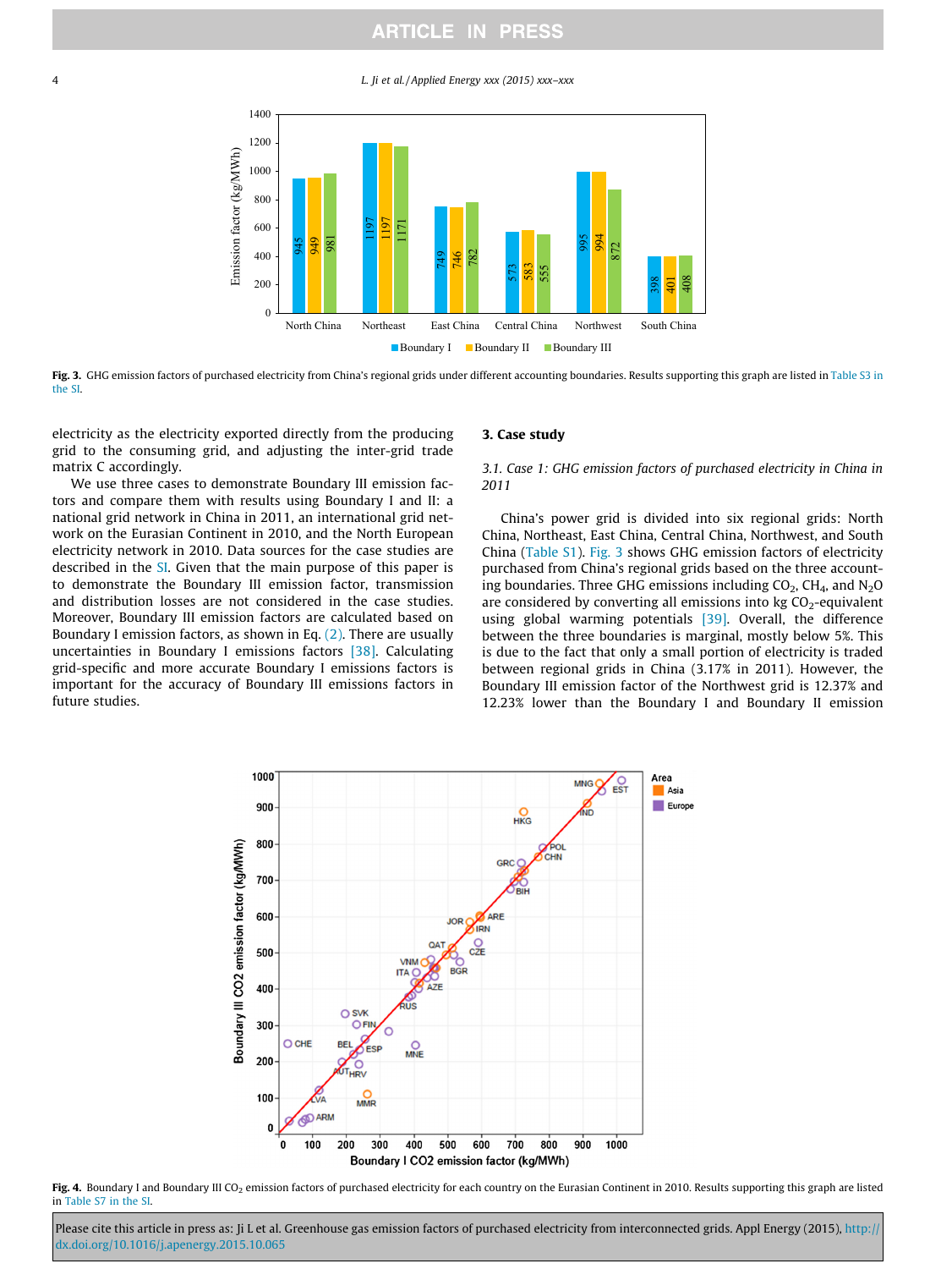Fig. 3. GHG emission factors of purchased electricity from China's regional grids under different accounting boundaries. Results supporting this graph are listed in Table S3 in the SI.

electricity as the electricity exported directly from the producing grid to the consuming grid, and adjusting the inter-grid trade matrix C accordingly.

We use three cases to demonstrate Boundary III emission factors and compare them with results using Boundary I and II: a national grid network in China in 2011, an international grid network on the Eurasian Continent in 2010, and the North European electricity network in 2010. Data sources for the case studies are described in the SI. Given that the main purpose of this paper is to demonstrate the Boundary III emission factor, transmission and distribution losses are not considered in the case studies. Moreover, Boundary III emission factors are calculated based on Boundary I emission factors, as shown in Eq. (2). There are usually uncertainties in Boundary I emissions factors [38]. Calculating grid-specific and more accurate Boundary I emissions factors is important for the accuracy of Boundary III emissions factors in future studies.

## 3. Case study

### 3.1. Case 1: GHG emission factors of purchased electricity in China in 2011

China's power grid is divided into six regional grids: North China, Northeast, East China, Central China, Northwest, and South China (Table S1). Fig. 3 shows GHG emission factors of electricity purchased from China's regional grids based on the three accounting boundaries. Three GHG emissions including $CO_2$, $CH_4$, and $N_2O$ are considered by converting all emissions into kg $CO_2$-equivalent using global warming potentials [39]. Overall, the difference between the three boundaries is marginal, mostly below 5%. This is due to the fact that only a small portion of electricity is traded between regional grids in China (3.17% in 2011). However, the Boundary III emission factor of the Northwest grid is 12.37% and 12.23% lower than the Boundary I and Boundary II emission

Fig. 4. Boundary I and Boundary III $CO_2$ emission factors of purchased electricity for each country on the Eurasian Continent in 2010. Results supporting this graph are listed in Table S7 in the SI.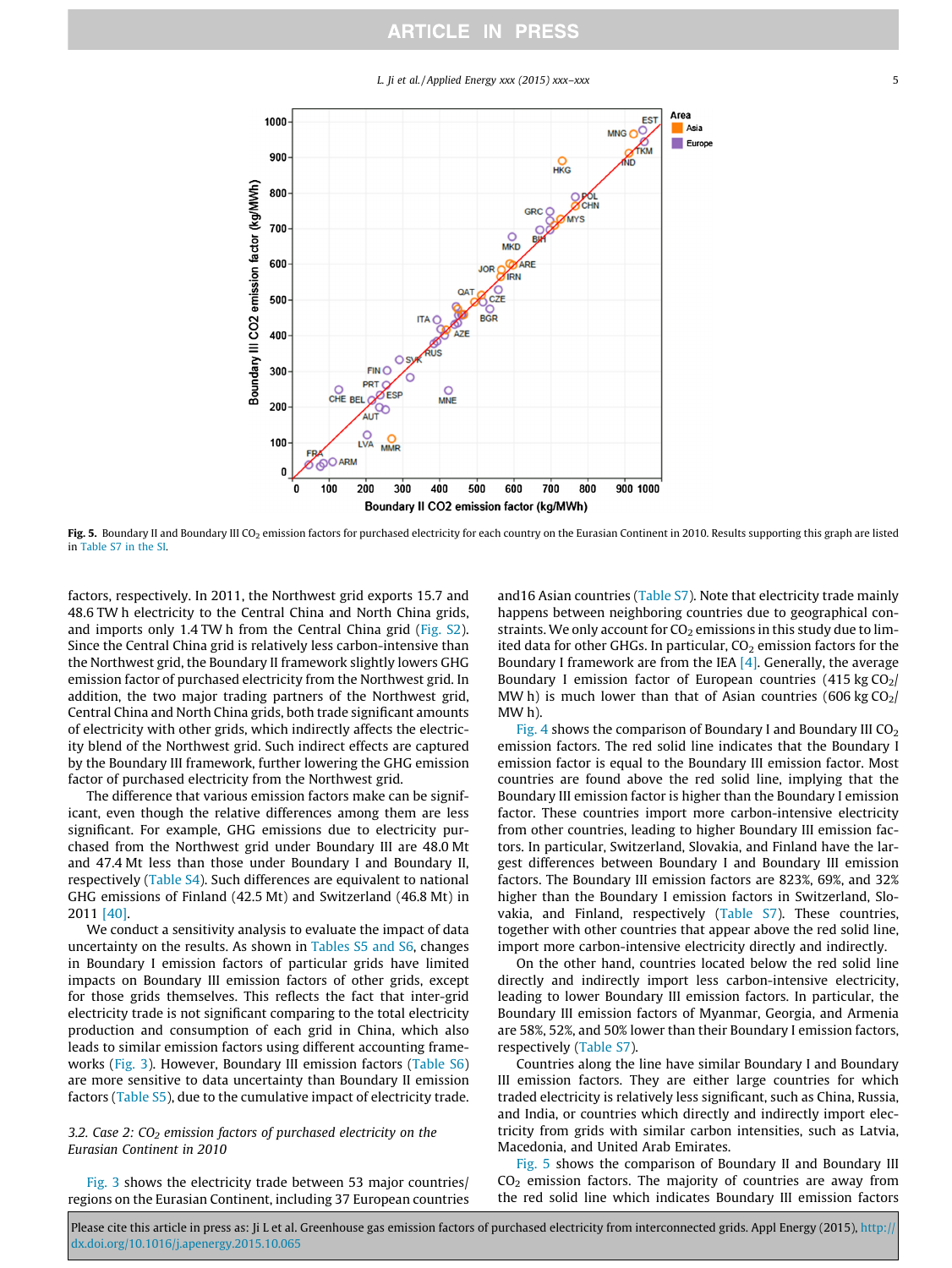Fig. 5. Boundary II and Boundary III $CO_2$ emission factors for purchased electricity for each country on the Eurasian Continent in 2010. Results supporting this graph are listed in Table S7 in the SI.

factors, respectively. In 2011, the Northwest grid exports 15.7 and 48.6 TW h electricity to the Central China and North China grids, and imports only 1.4 TW h from the Central China grid (Fig. S2). Since the Central China grid is relatively less carbon-intensive than the Northwest grid, the Boundary II framework slightly lowers GHG emission factor of purchased electricity from the Northwest grid. In addition, the two major trading partners of the Northwest grid, Central China and North China grids, both trade significant amounts of electricity with other grids, which indirectly affects the electricity blend of the Northwest grid. Such indirect effects are captured by the Boundary III framework, further lowering the GHG emission factor of purchased electricity from the Northwest grid.

The difference that various emission factors make can be significant, even though the relative differences among them are less significant. For example, GHG emissions due to electricity purchased from the Northwest grid under Boundary III are 48.0 Mt and 47.4 Mt less than those under Boundary I and Boundary II, respectively (Table S4). Such differences are equivalent to national GHG emissions of Finland (42.5 Mt) and Switzerland (46.8 Mt) in 2011 [40].

We conduct a sensitivity analysis to evaluate the impact of data uncertainty on the results. As shown in Tables S5 and S6, changes in Boundary I emission factors of particular grids have limited impacts on Boundary III emission factors of other grids, except for those grids themselves. This reflects the fact that inter-grid electricity trade is not significant comparing to the total electricity production and consumption of each grid in China, which also leads to similar emission factors using different accounting frameworks (Fig. 3). However, Boundary III emission factors (Table S6) are more sensitive to data uncertainty than Boundary II emission factors (Table S5), due to the cumulative impact of electricity trade.

### 3.2. Case 2: $CO_2$ emission factors of purchased electricity on the Eurasian Continent in 2010

Fig. 3 shows the electricity trade between 53 major countries/regions on the Eurasian Continent, including 37 European countries and16 Asian countries (Table S7). Note that electricity trade mainly happens between neighboring countries due to geographical constraints. We only account for $CO_2$ emissions in this study due to limited data for other GHGs. In particular, $CO_2$ emission factors for the Boundary I framework are from the IEA [4]. Generally, the average Boundary I emission factor of European countries (415 kg $CO_2$/MW h) is much lower than that of Asian countries (606 kg $CO_2$/MW h).

Fig. 4 shows the comparison of Boundary I and Boundary III $CO_2$ emission factors. The red solid line indicates that the Boundary I emission factor is equal to the Boundary III emission factor. Most countries are found above the red solid line, implying that the Boundary III emission factor is higher than the Boundary I emission factor. These countries import more carbon-intensive electricity from other countries, leading to higher Boundary III emission factors. In particular, Switzerland, Slovakia, and Finland have the largest differences between Boundary I and Boundary III emission factors. The Boundary III emission factors are 823%, 69%, and 32% higher than the Boundary I emission factors in Switzerland, Slovakia, and Finland, respectively (Table S7). These countries, together with other countries that appear above the red solid line, import more carbon-intensive electricity directly and indirectly.

On the other hand, countries located below the red solid line directly and indirectly import less carbon-intensive electricity, leading to lower Boundary III emission factors. In particular, the Boundary III emission factors of Myanmar, Georgia, and Armenia are 58%, 52%, and 50% lower than their Boundary I emission factors, respectively (Table S7).

Countries along the line have similar Boundary I and Boundary III emission factors. They are either large countries for which traded electricity is relatively less significant, such as China, Russia, and India, or countries which directly and indirectly import electricity from grids with similar carbon intensities, such as Latvia, Macedonia, and United Arab Emirates.

Fig. 5 shows the comparison of Boundary II and Boundary III $CO_2$ emission factors. The majority of countries are away from the red solid line which indicates Boundary III emission factors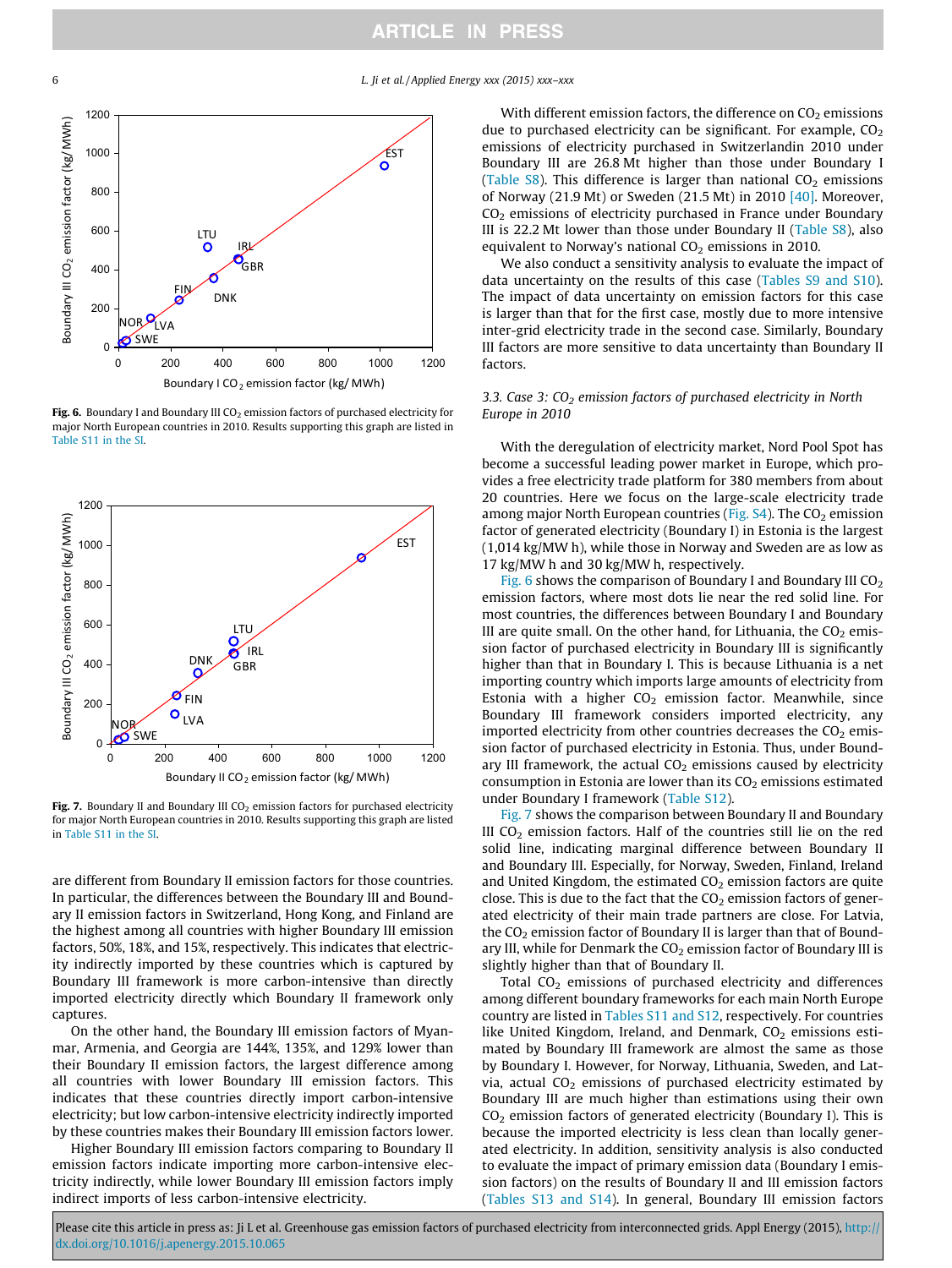Fig. 6. Boundary I and Boundary III $CO_2$ emission factors of purchased electricity for major North European countries in 2010. Results supporting this graph are listed in Table S11 in the SI.

Fig. 7. Boundary II and Boundary III $CO_2$ emission factors for purchased electricity for major North European countries in 2010. Results supporting this graph are listed in Table S11 in the SI.

are different from Boundary II emission factors for those countries. In particular, the differences between the Boundary III and Boundary II emission factors in Switzerland, Hong Kong, and Finland are the highest among all countries with higher Boundary III emission factors, 50%, 18%, and 15%, respectively. This indicates that electricity indirectly imported by these countries which is captured by Boundary III framework is more carbon-intensive than directly imported electricity directly which Boundary II framework only captures.

On the other hand, the Boundary III emission factors of Myanmar, Armenia, and Georgia are 144%, 135%, and 129% lower than their Boundary II emission factors, the largest difference among all countries with lower Boundary III emission factors. This indicates that these countries directly import carbon-intensive electricity; but low carbon-intensive electricity indirectly imported by these countries makes their Boundary III emission factors lower.

Higher Boundary III emission factors comparing to Boundary II emission factors indicate importing more carbon-intensive electricity indirectly, while lower Boundary III emission factors imply indirect imports of less carbon-intensive electricity.

With different emission factors, the difference on $CO_2$ emissions due to purchased electricity can be significant. For example, $CO_2$ emissions of electricity purchased in Switzerlandin 2010 under Boundary III are 26.8 Mt higher than those under Boundary I (Table S8). This difference is larger than national $CO_2$ emissions of Norway (21.9 Mt) or Sweden (21.5 Mt) in 2010 [40]. Moreover, $CO_2$ emissions of electricity purchased in France under Boundary III is 22.2 Mt lower than those under Boundary II (Table S8), also equivalent to Norway's national $CO_2$ emissions in 2010.

We also conduct a sensitivity analysis to evaluate the impact of data uncertainty on the results of this case (Tables S9 and S10). The impact of data uncertainty on emission factors for this case is larger than that for the first case, mostly due to more intensive inter-grid electricity trade in the second case. Similarly, Boundary III factors are more sensitive to data uncertainty than Boundary II factors.

### 3.3. Case 3: $CO_2$ emission factors of purchased electricity in North Europe in 2010

With the deregulation of electricity market, Nord Pool Spot has become a successful leading power market in Europe, which provides a free electricity trade platform for 380 members from about 20 countries. Here we focus on the large-scale electricity trade among major North European countries (Fig. S4). The $CO_2$ emission factor of generated electricity (Boundary I) in Estonia is the largest (1,014 kg/MW h), while those in Norway and Sweden are as low as 17 kg/MW h and 30 kg/MW h, respectively.

Fig. 6 shows the comparison of Boundary I and Boundary III $CO_2$ emission factors, where most dots lie near the red solid line. For most countries, the differences between Boundary I and Boundary III are quite small. On the other hand, for Lithuania, the $CO_2$ emission factor of purchased electricity in Boundary III is significantly higher than that in Boundary I. This is because Lithuania is a net importing country which imports large amounts of electricity from Estonia with a higher $CO_2$ emission factor. Meanwhile, since Boundary III framework considers imported electricity, any imported electricity from other countries decreases the $CO_2$ emission factor of purchased electricity in Estonia. Thus, under Boundary III framework, the actual $CO_2$ emissions caused by electricity consumption in Estonia are lower than its $CO_2$ emissions estimated under Boundary I framework (Table S12).

Fig. 7 shows the comparison between Boundary II and Boundary III $CO_2$ emission factors. Half of the countries still lie on the red solid line, indicating marginal difference between Boundary II and Boundary III. Especially, for Norway, Sweden, Finland, Ireland and United Kingdom, the estimated $CO_2$ emission factors are quite close. This is due to the fact that the $CO_2$ emission factors of generated electricity of their main trade partners are close. For Latvia, the $CO_2$ emission factor of Boundary II is larger than that of Boundary III, while for Denmark the $CO_2$ emission factor of Boundary III is slightly higher than that of Boundary II.

Total $CO_2$ emissions of purchased electricity and differences among different boundary frameworks for each main North Europe country are listed in Tables S11 and S12, respectively. For countries like United Kingdom, Ireland, and Denmark, $CO_2$ emissions estimated by Boundary III framework are almost the same as those by Boundary I. However, for Norway, Lithuania, Sweden, and Latvia, actual $CO_2$ emissions of purchased electricity estimated by Boundary III are much higher than estimations using their own $CO_2$ emission factors of generated electricity (Boundary I). This is because the imported electricity is less clean than locally generated electricity. In addition, sensitivity analysis is also conducted to evaluate the impact of primary emission data (Boundary I emission factors) on the results of Boundary II and III emission factors (Tables S13 and S14). In general, Boundary III emission factors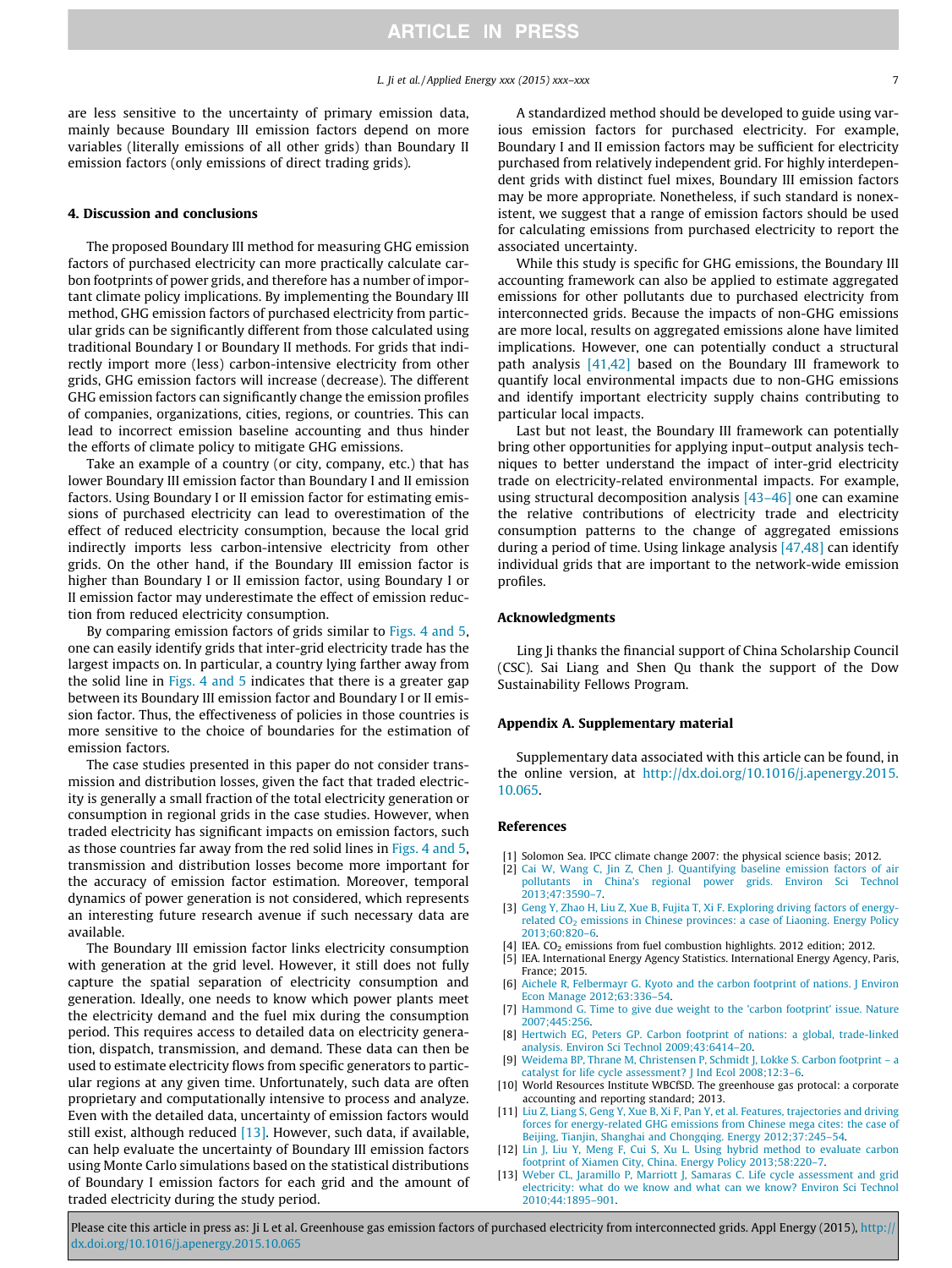are less sensitive to the uncertainty of primary emission data, mainly because Boundary III emission factors depend on more variables (literally emissions of all other grids) than Boundary II emission factors (only emissions of direct trading grids).

## 4. Discussion and conclusions

The proposed Boundary III method for measuring GHG emission factors of purchased electricity can more practically calculate carbon footprints of power grids, and therefore has a number of important climate policy implications. By implementing the Boundary III method, GHG emission factors of purchased electricity from particular grids can be significantly different from those calculated using traditional Boundary I or Boundary II methods. For grids that indirectly import more (less) carbon-intensive electricity from other grids, GHG emission factors will increase (decrease). The different GHG emission factors can significantly change the emission profiles of companies, organizations, cities, regions, or countries. This can lead to incorrect emission baseline accounting and thus hinder the efforts of climate policy to mitigate GHG emissions.

Take an example of a country (or city, company, etc.) that has lower Boundary III emission factor than Boundary I and II emission factors. Using Boundary I or II emission factor for estimating emissions of purchased electricity can lead to overestimation of the effect of reduced electricity consumption, because the local grid indirectly imports less carbon-intensive electricity from other grids. On the other hand, if the Boundary III emission factor is higher than Boundary I or II emission factor, using Boundary I or II emission factor may underestimate the effect of emission reduction from reduced electricity consumption.

By comparing emission factors of grids similar to Figs. 4 and 5, one can easily identify grids that inter-grid electricity trade has the largest impacts on. In particular, a country lying farther away from the solid line in Figs. 4 and 5 indicates that there is a greater gap between its Boundary III emission factor and Boundary I or II emission factor. Thus, the effectiveness of policies in those countries is more sensitive to the choice of boundaries for the estimation of emission factors.

The case studies presented in this paper do not consider transmission and distribution losses, given the fact that traded electricity is generally a small fraction of the total electricity generation or consumption in regional grids in the case studies. However, when traded electricity has significant impacts on emission factors, such as those countries far away from the red solid lines in Figs. 4 and 5, transmission and distribution losses become more important for the accuracy of emission factor estimation. Moreover, temporal dynamics of power generation is not considered, which represents an interesting future research avenue if such necessary data are available.

The Boundary III emission factor links electricity consumption with generation at the grid level. However, it still does not fully capture the spatial separation of electricity consumption and generation. Ideally, one needs to know which power plants meet the electricity demand and the fuel mix during the consumption period. This requires access to detailed data on electricity generation, dispatch, transmission, and demand. These data can then be used to estimate electricity flows from specific generators to particular regions at any given time. Unfortunately, such data are often proprietary and computationally intensive to process and analyze. Even with the detailed data, uncertainty of emission factors would still exist, although reduced [13]. However, such data, if available, can help evaluate the uncertainty of Boundary III emission factors using Monte Carlo simulations based on the statistical distributions of Boundary I emission factors for each grid and the amount of traded electricity during the study period.

A standardized method should be developed to guide using various emission factors for purchased electricity. For example, Boundary I and II emission factors may be sufficient for electricity purchased from relatively independent grid. For highly interdependent grids with distinct fuel mixes, Boundary III emission factors may be more appropriate. Nonetheless, if such standard is nonexistent, we suggest that a range of emission factors should be used for calculating emissions from purchased electricity to report the associated uncertainty.

While this study is specific for GHG emissions, the Boundary III accounting framework can also be applied to estimate aggregated emissions for other pollutants due to purchased electricity from interconnected grids. Because the impacts of non-GHG emissions are more local, results on aggregated emissions alone have limited implications. However, one can potentially conduct a structural path analysis [41,42] based on the Boundary III framework to quantify local environmental impacts due to non-GHG emissions and identify important electricity supply chains contributing to particular local impacts.

Last but not least, the Boundary III framework can potentially bring other opportunities for applying input–output analysis techniques to better understand the impact of inter-grid electricity trade on electricity-related environmental impacts. For example, using structural decomposition analysis [43–46] one can examine the relative contributions of electricity trade and electricity consumption patterns to the change of aggregated emissions during a period of time. Using linkage analysis [47,48] can identify individual grids that are important to the network-wide emission profiles.

## Acknowledgments

Ling Ji thanks the financial support of China Scholarship Council (CSC). Sai Liang and Shen Qu thank the support of the Dow Sustainability Fellows Program.

## Appendix A. Supplementary material

Supplementary data associated with this article can be found, in the online version, at http://dx.doi.org/10.1016/j.apenergy.2015.10.065.

## References

[1] Solomon Sea. IPCC climate change 2007: the physical science basis; 2012.

[2] Cai W, Wang C, Jin Z, Chen J. Quantifying baseline emission factors of air pollutants in China's regional power grids. Environ Sci Technol 2013;47:3590–7.

[3] Geng Y, Zhao H, Liu Z, Xue B, Fujita T, Xi F. Exploring driving factors of energy-related $CO_2$ emissions in Chinese provinces: a case of Liaoning. Energy Policy 2013;60:820–6.

[4] IEA. $CO_2$ emissions from fuel combustion highlights. 2012 edition; 2012.

[5] IEA. International Energy Agency Statistics. International Energy Agency, Paris, France; 2015.

[6] Aichele R, Felbermayr G. Kyoto and the carbon footprint of nations. J Environ Econ Manage 2012;63:336–54.

[7] Hammond G. Time to give due weight to the 'carbon footprint' issue. Nature 2007;445:256.

[8] Hertwich EG, Peters GP. Carbon footprint of nations: a global, trade-linked analysis. Environ Sci Technol 2009;43:6414–20.

[9] Weidema BP, Thrane M, Christensen P, Schmidt J, Lokke S. Carbon footprint – a catalyst for life cycle assessment? J Ind Ecol 2008;12:3–6.

[10] World Resources Institute WBCfSD. The greenhouse gas protocal: a corporate accounting and reporting standard; 2013.

[11] Liu Z, Liang S, Geng Y, Xue B, Xi F, Pan Y, et al. Features, trajectories and driving forces for energy-related GHG emissions from Chinese mega cites: the case of Beijing, Tianjin, Shanghai and Chongqing. Energy 2012;37:245–54.

[12] Lin J, Liu Y, Meng F, Cui S, Xu L. Using hybrid method to evaluate carbon footprint of Xiamen City, China. Energy Policy 2013;58:220–7.

[13] Weber CL, Jaramillo P, Marriott J, Samaras C. Life cycle assessment and grid electricity: what do we know and what can we know? Environ Sci Technol 2010;44:1895–901.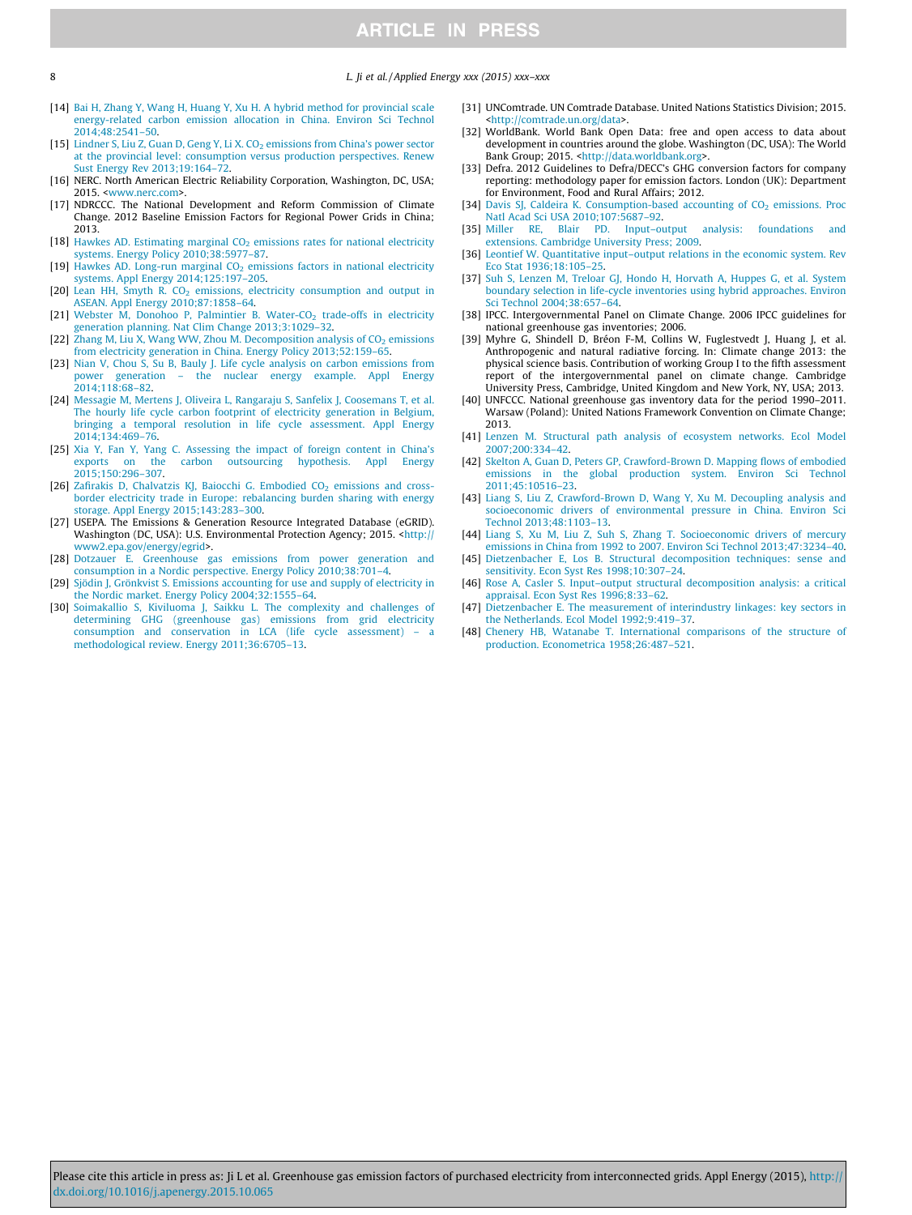[14] Bai H, Zhang Y, Wang H, Huang Y, Xu H. A hybrid method for provincial scale energy-related carbon emission allocation in China. Environ Sci Technol 2014;48:2541–50.

[15] Lindner S, Liu Z, Guan D, Geng Y, Li X. $CO_2$ emissions from China's power sector at the provincial level: consumption versus production perspectives. Renew Sust Energy Rev 2013;19:164–72.

[16] NERC. North American Electric Reliability Corporation, Washington, DC, USA; 2015. <www.nerc.com>.

[17] NDRCCC. The National Development and Reform Commission of Climate Change. 2012 Baseline Emission Factors for Regional Power Grids in China; 2013.

[18] Hawkes AD. Estimating marginal $CO_2$ emissions rates for national electricity systems. Energy Policy 2010;38:5977–87.

[19] Hawkes AD. Long-run marginal $CO_2$ emissions factors in national electricity systems. Appl Energy 2014;125:197–205.

[20] Lean HH, Smyth R. $CO_2$ emissions, electricity consumption and output in ASEAN. Appl Energy 2010;87:1858–64.

[21] Webster M, Donohoo P, Palmintier B. Water-$CO_2$ trade-offs in electricity generation planning. Nat Clim Change 2013;3:1029–32.

[22] Zhang M, Liu X, Wang WW, Zhou M. Decomposition analysis of $CO_2$ emissions from electricity generation in China. Energy Policy 2013;52:159–65.

[23] Nian V, Chou S, Su B, Bauly J. Life cycle analysis on carbon emissions from power generation – the nuclear energy example. Appl Energy 2014;118:68–82.

[24] Messagie M, Mertens J, Oliveira L, Rangaraju S, Sanfelix J, Coosemans T, et al. The hourly life cycle carbon footprint of electricity generation in Belgium, bringing a temporal resolution in life cycle assessment. Appl Energy 2014;134:469–76.

[25] Xia Y, Fan Y, Yang C. Assessing the impact of foreign content in China's exports on the carbon outsourcing hypothesis. Appl Energy 2015;150:296–307.

[26] Zafirakis D, Chalvatzis KJ, Baiocchi G. Embodied $CO_2$ emissions and cross-border electricity trade in Europe: rebalancing burden sharing with energy storage. Appl Energy 2015;143:283–300.

[27] USEPA. The Emissions & Generation Resource Integrated Database (eGRID). Washington (DC, USA): U.S. Environmental Protection Agency; 2015. <http://www2.epa.gov/energy/egrid>.

[28] Dotzauer E. Greenhouse gas emissions from power generation and consumption in a Nordic perspective. Energy Policy 2010;38:701–4.

[29] Sjödin J, Grönkvist S. Emissions accounting for use and supply of electricity in the Nordic market. Energy Policy 2004;32:1555–64.

[30] Soimakallio S, Kiviluoma J, Saikku L. The complexity and challenges of determining GHG (greenhouse gas) emissions from grid electricity consumption and conservation in LCA (life cycle assessment) – a methodological review. Energy 2011;36:6705–13.

[31] UNComtrade. UN Comtrade Database. United Nations Statistics Division; 2015. <http://comtrade.un.org/data>.

[32] WorldBank. World Bank Open Data: free and open access to data about development in countries around the globe. Washington (DC, USA): The World Bank Group; 2015. <http://data.worldbank.org>.

[33] Defra. 2012 Guidelines to Defra/DECC's GHG conversion factors for company reporting: methodology paper for emission factors. London (UK): Department for Environment, Food and Rural Affairs; 2012.

[34] Davis SJ, Caldeira K. Consumption-based accounting of $CO_2$ emissions. Proc Natl Acad Sci USA 2010;107:5687–92.

[35] Miller RE, Blair PD. Input–output analysis: foundations and extensions. Cambridge University Press; 2009.

[36] Leontief W. Quantitative input–output relations in the economic system. Rev Eco Stat 1936;18:105–25.

[37] Suh S, Lenzen M, Treloar GJ, Hondo H, Horvath A, Huppes G, et al. System boundary selection in life-cycle inventories using hybrid approaches. Environ Sci Technol 2004;38:657–64.

[38] IPCC. Intergovernmental Panel on Climate Change. 2006 IPCC guidelines for national greenhouse gas inventories; 2006.

[39] Myhre G, Shindell D, Bréon F-M, Collins W, Fuglestvedt J, Huang J, et al. Anthropogenic and natural radiative forcing. In: Climate change 2013: the physical science basis. Contribution of working Group I to the fifth assessment report of the intergovernmental panel on climate change. Cambridge University Press, Cambridge, United Kingdom and New York, NY, USA; 2013.

[40] UNFCCC. National greenhouse gas inventory data for the period 1990–2011. Warsaw (Poland): United Nations Framework Convention on Climate Change; 2013.

[41] Lenzen M. Structural path analysis of ecosystem networks. Ecol Model 2007;200:334–42.

[42] Skelton A, Guan D, Peters GP, Crawford-Brown D. Mapping flows of embodied emissions in the global production system. Environ Sci Technol 2011;45:10516–23.

[43] Liang S, Liu Z, Crawford-Brown D, Wang Y, Xu M. Decoupling analysis and socioeconomic drivers of environmental pressure in China. Environ Sci Technol 2013;48:1103–13.

[44] Liang S, Xu M, Liu Z, Suh S, Zhang T. Socioeconomic drivers of mercury emissions in China from 1992 to 2007. Environ Sci Technol 2013;47:3234–40.

[45] Dietzenbacher E, Los B. Structural decomposition techniques: sense and sensitivity. Econ Syst Res 1998;10:307–24.

[46] Rose A, Casler S. Input–output structural decomposition analysis: a critical appraisal. Econ Syst Res 1996;8:33–62.

[47] Dietzenbacher E. The measurement of interindustry linkages: key sectors in the Netherlands. Ecol Model 1992;9:419–37.

[48] Chenery HB, Watanabe T. International comparisons of the structure of production. Econometrica 1958;26:487–521.